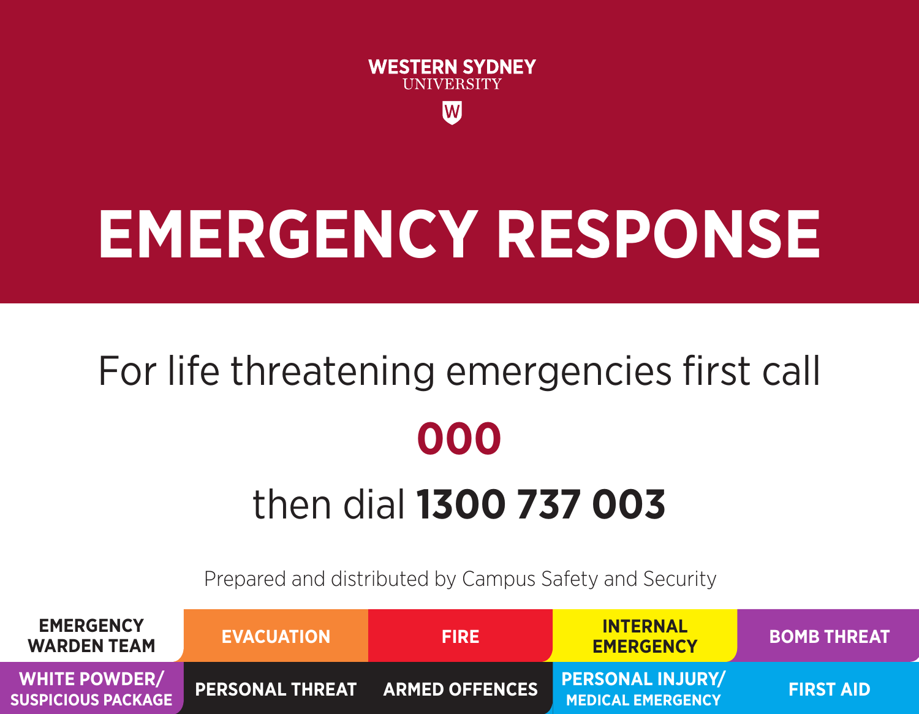WESTERN SYDNEY
UNIVERSITY

# EMERGENCY RESPONSE

For life threatening emergencies first call

**000**

then dial **1300 737 003**

Prepared and distributed by Campus Safety and Security

| EMERGENCY WARDEN TEAM | EVACUATION | FIRE | INTERNAL EMERGENCY | BOMB THREAT |
|---|---|---|---|---|
| WHITE POWDER/ SUSPICIOUS PACKAGE | PERSONAL THREAT | ARMED OFFENCES | PERSONAL INJURY/ MEDICAL EMERGENCY | FIRST AID |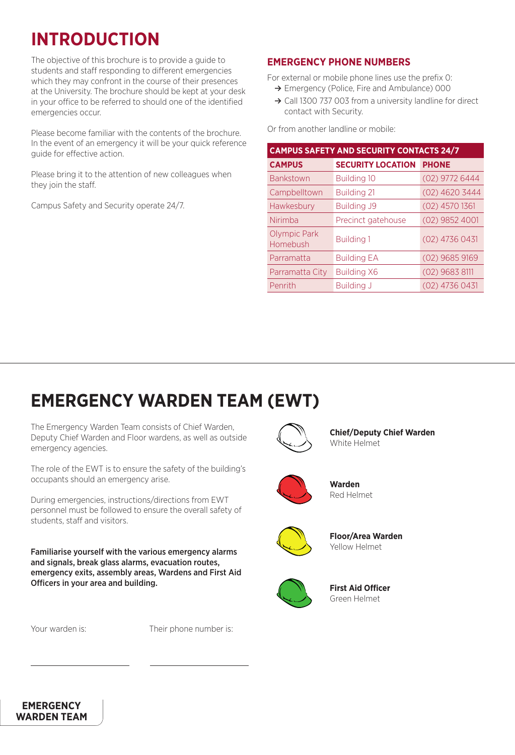# INTRODUCTION

The objective of this brochure is to provide a guide to students and staff responding to different emergencies which they may confront in the course of their presences at the University. The brochure should be kept at your desk in your office to be referred to should one of the identified emergencies occur.

Please become familiar with the contents of the brochure. In the event of an emergency it will be your quick reference guide for effective action.

Please bring it to the attention of new colleagues when they join the staff.

Campus Safety and Security operate 24/7.

## EMERGENCY PHONE NUMBERS

For external or mobile phone lines use the prefix 0:

- → Emergency (Police, Fire and Ambulance) 000
- → Call 1300 737 003 from a university landline for direct contact with Security.

Or from another landline or mobile:

| CAMPUS SAFETY AND SECURITY CONTACTS 24/7 | | |
|---|---|---|
| **CAMPUS** | **SECURITY LOCATION** | **PHONE** |
| Bankstown | Building 10 | (02) 9772 6444 |
| Campbelltown | Building 21 | (02) 4620 3444 |
| Hawkesbury | Building J9 | (02) 4570 1361 |
| Nirimba | Precinct gatehouse | (02) 9852 4001 |
| Olympic Park Homebush | Building 1 | (02) 4736 0431 |
| Parramatta | Building EA | (02) 9685 9169 |
| Parramatta City | Building X6 | (02) 9683 8111 |
| Penrith | Building J | (02) 4736 0431 |

# EMERGENCY WARDEN TEAM (EWT)

The Emergency Warden Team consists of Chief Warden, Deputy Chief Warden and Floor wardens, as well as outside emergency agencies.

The role of the EWT is to ensure the safety of the building's occupants should an emergency arise.

During emergencies, instructions/directions from EWT personnel must be followed to ensure the overall safety of students, staff and visitors.

**Familiarise yourself with the various emergency alarms and signals, break glass alarms, evacuation routes, emergency exits, assembly areas, Wardens and First Aid Officers in your area and building.**

**Chief/Deputy Chief Warden**
White Helmet

**Warden**
Red Helmet

**Floor/Area Warden**
Yellow Helmet

**First Aid Officer**
Green Helmet

Your warden is: ____________________

Their phone number is: ____________________

**EMERGENCY WARDEN TEAM**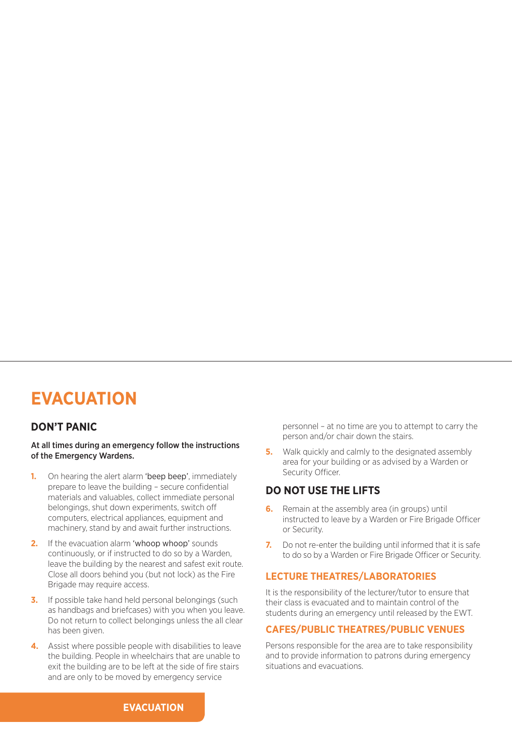# EVACUATION

## DON'T PANIC

**At all times during an emergency follow the instructions of the Emergency Wardens.**

1. On hearing the alert alarm 'beep beep', immediately prepare to leave the building – secure confidential materials and valuables, collect immediate personal belongings, shut down experiments, switch off computers, electrical appliances, equipment and machinery, stand by and await further instructions.
2. If the evacuation alarm 'whoop whoop' sounds continuously, or if instructed to do so by a Warden, leave the building by the nearest and safest exit route. Close all doors behind you (but not lock) as the Fire Brigade may require access.
3. If possible take hand held personal belongings (such as handbags and briefcases) with you when you leave. Do not return to collect belongings unless the all clear has been given.
4. Assist where possible people with disabilities to leave the building. People in wheelchairs that are unable to exit the building are to be left at the side of fire stairs and are only to be moved by emergency service personnel – at no time are you to attempt to carry the person and/or chair down the stairs.
5. Walk quickly and calmly to the designated assembly area for your building or as advised by a Warden or Security Officer.

## DO NOT USE THE LIFTS

6. Remain at the assembly area (in groups) until instructed to leave by a Warden or Fire Brigade Officer or Security.
7. Do not re-enter the building until informed that it is safe to do so by a Warden or Fire Brigade Officer or Security.

### LECTURE THEATRES/LABORATORIES

It is the responsibility of the lecturer/tutor to ensure that their class is evacuated and to maintain control of the students during an emergency until released by the EWT.

### CAFES/PUBLIC THEATRES/PUBLIC VENUES

Persons responsible for the area are to take responsibility and to provide information to patrons during emergency situations and evacuations.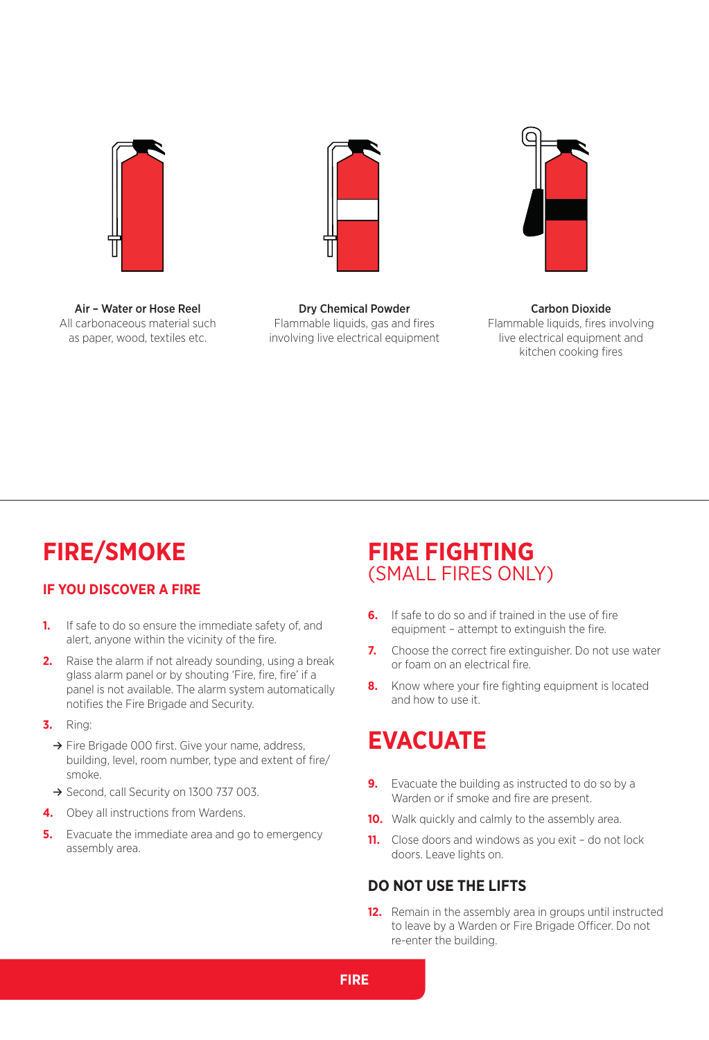**Air – Water or Hose Reel**
All carbonaceous material such as paper, wood, textiles etc.

**Dry Chemical Powder**
Flammable liquids, gas and fires involving live electrical equipment

**Carbon Dioxide**
Flammable liquids, fires involving live electrical equipment and kitchen cooking fires

# FIRE/SMOKE

## IF YOU DISCOVER A FIRE

1. If safe to do so ensure the immediate safety of, and alert, anyone within the vicinity of the fire.
2. Raise the alarm if not already sounding, using a break glass alarm panel or by shouting 'Fire, fire, fire' if a panel is not available. The alarm system automatically notifies the Fire Brigade and Security.
3. Ring:
   - → Fire Brigade 000 first. Give your name, address, building, level, room number, type and extent of fire/smoke.
   - → Second, call Security on 1300 737 003.
4. Obey all instructions from Wardens.
5. Evacuate the immediate area and go to emergency assembly area.

# FIRE FIGHTING (SMALL FIRES ONLY)

6. If safe to do so and if trained in the use of fire equipment – attempt to extinguish the fire.
7. Choose the correct fire extinguisher. Do not use water or foam on an electrical fire.
8. Know where your fire fighting equipment is located and how to use it.

# EVACUATE

9. Evacuate the building as instructed to do so by a Warden or if smoke and fire are present.
10. Walk quickly and calmly to the assembly area.
11. Close doors and windows as you exit – do not lock doors. Leave lights on.

## DO NOT USE THE LIFTS

12. Remain in the assembly area in groups until instructed to leave by a Warden or Fire Brigade Officer. Do not re-enter the building.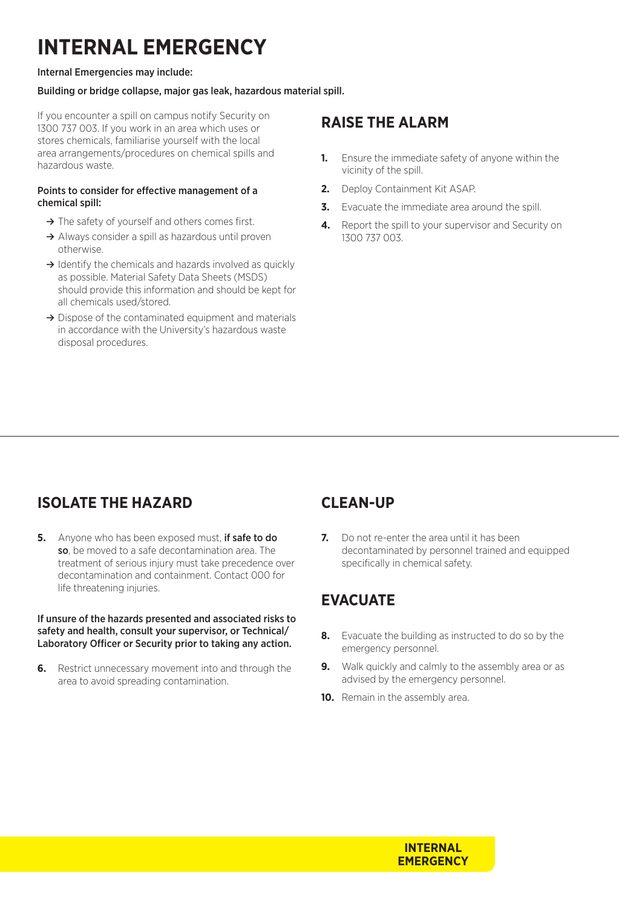# INTERNAL EMERGENCY

Internal Emergencies may include:

Building or bridge collapse, major gas leak, hazardous material spill.

If you encounter a spill on campus notify Security on 1300 737 003. If you work in an area which uses or stores chemicals, familiarise yourself with the local area arrangements/procedures on chemical spills and hazardous waste.

Points to consider for effective management of a chemical spill:

- → The safety of yourself and others comes first.
- → Always consider a spill as hazardous until proven otherwise.
- → Identify the chemicals and hazards involved as quickly as possible. Material Safety Data Sheets (MSDS) should provide this information and should be kept for all chemicals used/stored.
- → Dispose of the contaminated equipment and materials in accordance with the University's hazardous waste disposal procedures.

## RAISE THE ALARM

1. Ensure the immediate safety of anyone within the vicinity of the spill.
2. Deploy Containment Kit ASAP.
3. Evacuate the immediate area around the spill.
4. Report the spill to your supervisor and Security on 1300 737 003.

## ISOLATE THE HAZARD

5. Anyone who has been exposed must, **if safe to do so**, be moved to a safe decontamination area. The treatment of serious injury must take precedence over decontamination and containment. Contact 000 for life threatening injuries.

**If unsure of the hazards presented and associated risks to safety and health, consult your supervisor, or Technical/ Laboratory Officer or Security prior to taking any action.**

6. Restrict unnecessary movement into and through the area to avoid spreading contamination.

## CLEAN-UP

7. Do not re-enter the area until it has been decontaminated by personnel trained and equipped specifically in chemical safety.

## EVACUATE

8. Evacuate the building as instructed to do so by the emergency personnel.
9. Walk quickly and calmly to the assembly area or as advised by the emergency personnel.
10. Remain in the assembly area.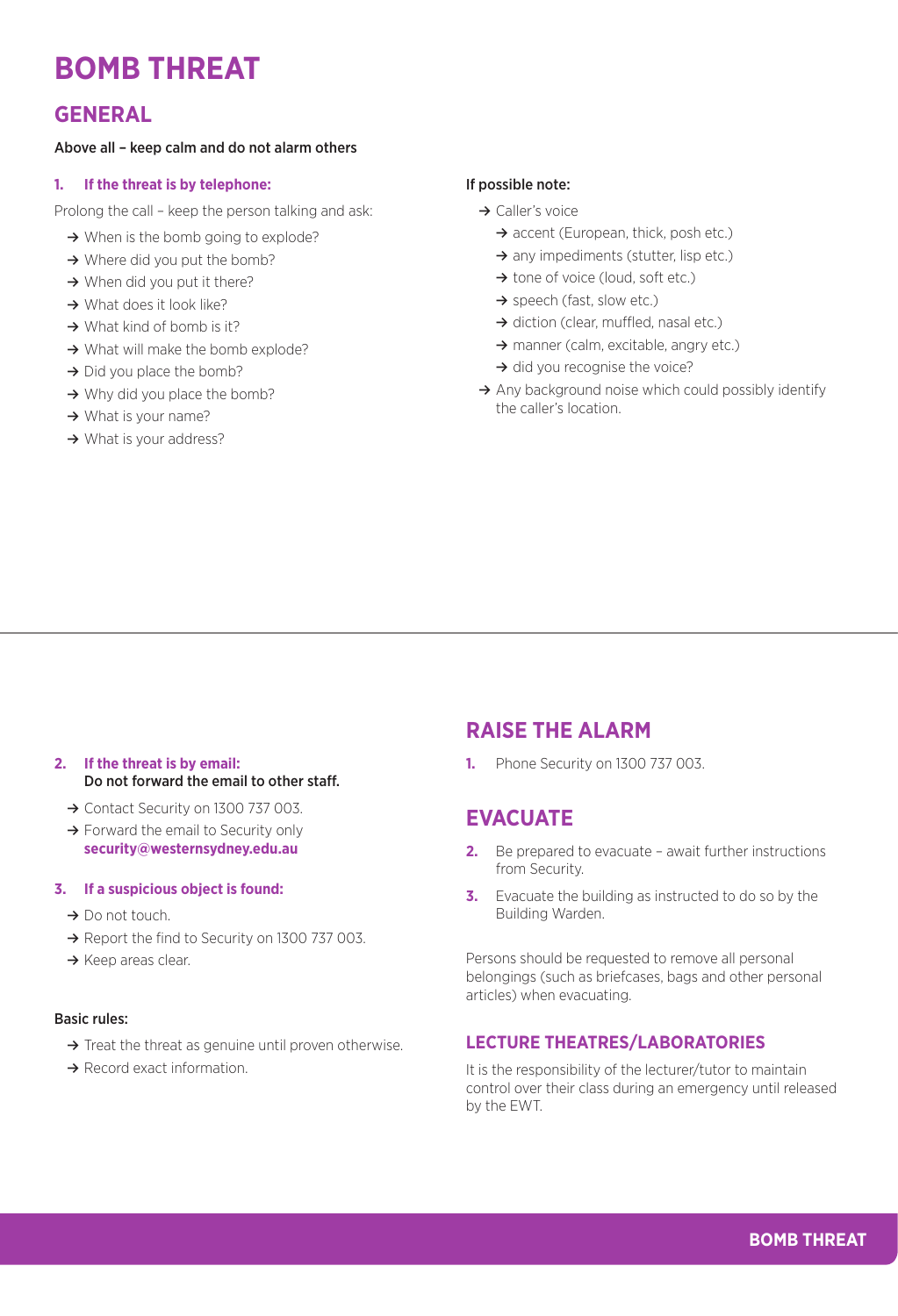# BOMB THREAT

## GENERAL

**Above all – keep calm and do not alarm others**

### 1. If the threat is by telephone:

Prolong the call – keep the person talking and ask:

- When is the bomb going to explode?
- Where did you put the bomb?
- When did you put it there?
- What does it look like?
- What kind of bomb is it?
- What will make the bomb explode?
- Did you place the bomb?
- Why did you place the bomb?
- What is your name?
- What is your address?

**If possible note:**

- Caller's voice
  - accent (European, thick, posh etc.)
  - any impediments (stutter, lisp etc.)
  - tone of voice (loud, soft etc.)
  - speech (fast, slow etc.)
  - diction (clear, muffled, nasal etc.)
  - manner (calm, excitable, angry etc.)
  - did you recognise the voice?
- Any background noise which could possibly identify the caller's location.

### 2. If the threat is by email:

**Do not forward the email to other staff.**

- Contact Security on 1300 737 003.
- Forward the email to Security only **security@westernsydney.edu.au**

### 3. If a suspicious object is found:

- Do not touch.
- Report the find to Security on 1300 737 003.
- Keep areas clear.

**Basic rules:**

- Treat the threat as genuine until proven otherwise.
- Record exact information.

## RAISE THE ALARM

1. Phone Security on 1300 737 003.

## EVACUATE

2. Be prepared to evacuate – await further instructions from Security.
3. Evacuate the building as instructed to do so by the Building Warden.

Persons should be requested to remove all personal belongings (such as briefcases, bags and other personal articles) when evacuating.

### LECTURE THEATRES/LABORATORIES

It is the responsibility of the lecturer/tutor to maintain control over their class during an emergency until released by the EWT.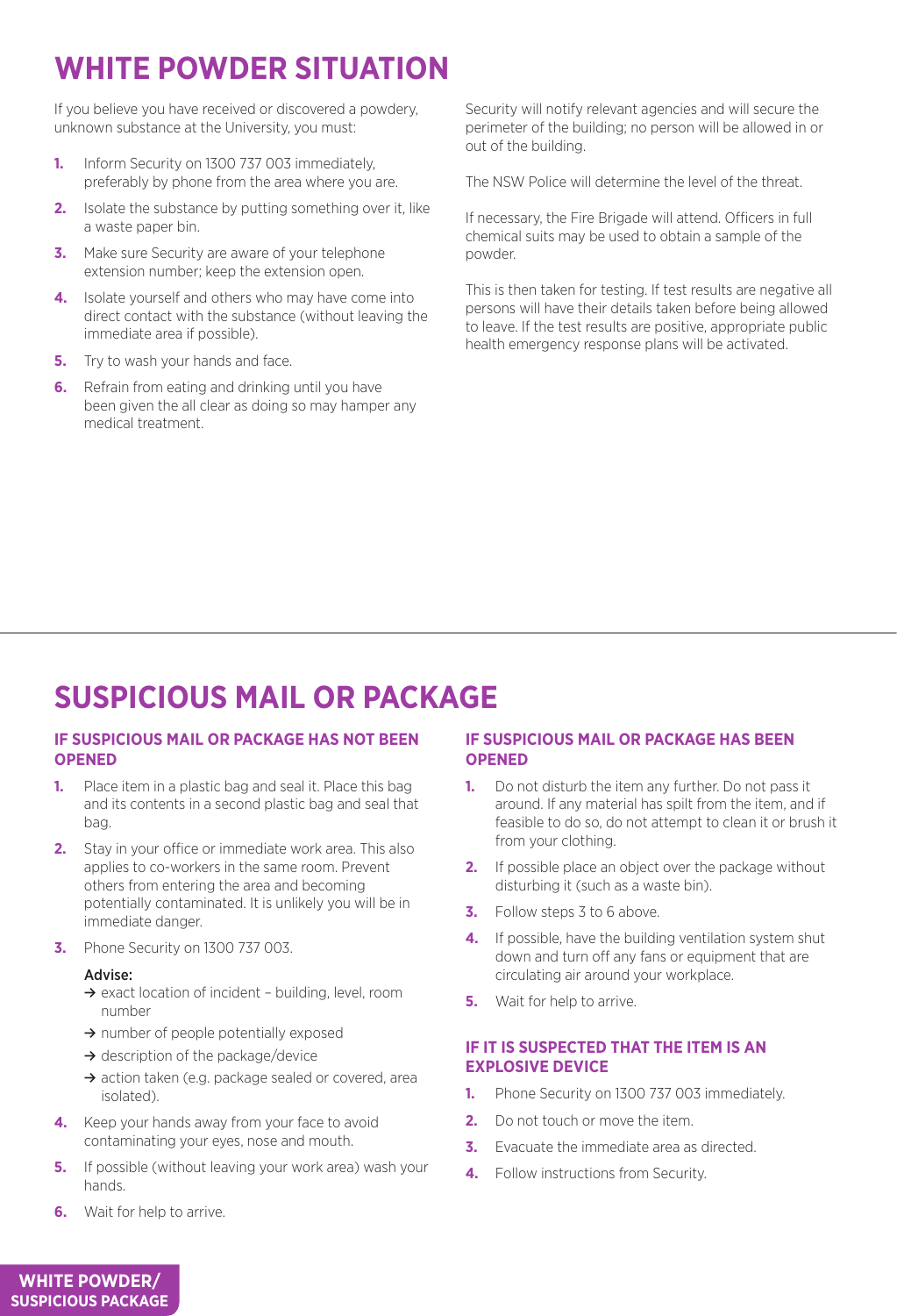# WHITE POWDER SITUATION

If you believe you have received or discovered a powdery, unknown substance at the University, you must:

1. Inform Security on 1300 737 003 immediately, preferably by phone from the area where you are.
2. Isolate the substance by putting something over it, like a waste paper bin.
3. Make sure Security are aware of your telephone extension number; keep the extension open.
4. Isolate yourself and others who may have come into direct contact with the substance (without leaving the immediate area if possible).
5. Try to wash your hands and face.
6. Refrain from eating and drinking until you have been given the all clear as doing so may hamper any medical treatment.

Security will notify relevant agencies and will secure the perimeter of the building; no person will be allowed in or out of the building.

The NSW Police will determine the level of the threat.

If necessary, the Fire Brigade will attend. Officers in full chemical suits may be used to obtain a sample of the powder.

This is then taken for testing. If test results are negative all persons will have their details taken before being allowed to leave. If the test results are positive, appropriate public health emergency response plans will be activated.

# SUSPICIOUS MAIL OR PACKAGE

## IF SUSPICIOUS MAIL OR PACKAGE HAS NOT BEEN OPENED

1. Place item in a plastic bag and seal it. Place this bag and its contents in a second plastic bag and seal that bag.
2. Stay in your office or immediate work area. This also applies to co-workers in the same room. Prevent others from entering the area and becoming potentially contaminated. It is unlikely you will be in immediate danger.
3. Phone Security on 1300 737 003.

   **Advise:**
   - → exact location of incident – building, level, room number
   - → number of people potentially exposed
   - → description of the package/device
   - → action taken (e.g. package sealed or covered, area isolated).
4. Keep your hands away from your face to avoid contaminating your eyes, nose and mouth.
5. If possible (without leaving your work area) wash your hands.
6. Wait for help to arrive.

## IF SUSPICIOUS MAIL OR PACKAGE HAS BEEN OPENED

1. Do not disturb the item any further. Do not pass it around. If any material has spilt from the item, and if feasible to do so, do not attempt to clean it or brush it from your clothing.
2. If possible place an object over the package without disturbing it (such as a waste bin).
3. Follow steps 3 to 6 above.
4. If possible, have the building ventilation system shut down and turn off any fans or equipment that are circulating air around your workplace.
5. Wait for help to arrive.

## IF IT IS SUSPECTED THAT THE ITEM IS AN EXPLOSIVE DEVICE

1. Phone Security on 1300 737 003 immediately.
2. Do not touch or move the item.
3. Evacuate the immediate area as directed.
4. Follow instructions from Security.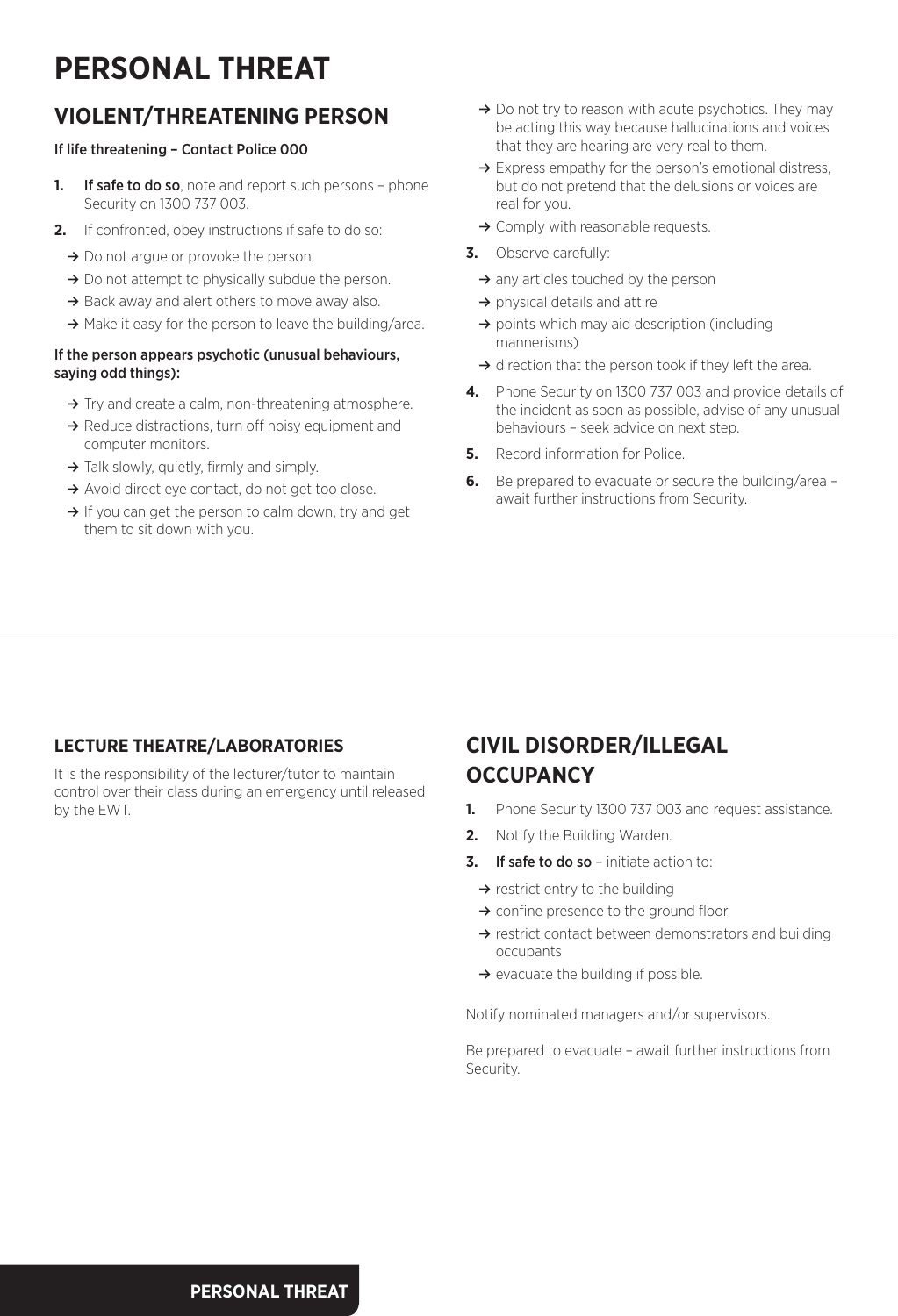# PERSONAL THREAT

## VIOLENT/THREATENING PERSON

If life threatening – Contact Police 000

1. **If safe to do so**, note and report such persons – phone Security on 1300 737 003.
2. If confronted, obey instructions if safe to do so:
   - → Do not argue or provoke the person.
   - → Do not attempt to physically subdue the person.
   - → Back away and alert others to move away also.
   - → Make it easy for the person to leave the building/area.

**If the person appears psychotic (unusual behaviours, saying odd things):**

- → Try and create a calm, non-threatening atmosphere.
- → Reduce distractions, turn off noisy equipment and computer monitors.
- → Talk slowly, quietly, firmly and simply.
- → Avoid direct eye contact, do not get too close.
- → If you can get the person to calm down, try and get them to sit down with you.
- → Do not try to reason with acute psychotics. They may be acting this way because hallucinations and voices that they are hearing are very real to them.
- → Express empathy for the person's emotional distress, but do not pretend that the delusions or voices are real for you.
- → Comply with reasonable requests.

3. Observe carefully:
   - → any articles touched by the person
   - → physical details and attire
   - → points which may aid description (including mannerisms)
   - → direction that the person took if they left the area.
4. Phone Security on 1300 737 003 and provide details of the incident as soon as possible, advise of any unusual behaviours – seek advice on next step.
5. Record information for Police.
6. Be prepared to evacuate or secure the building/area – await further instructions from Security.

### LECTURE THEATRE/LABORATORIES

It is the responsibility of the lecturer/tutor to maintain control over their class during an emergency until released by the EWT.

## CIVIL DISORDER/ILLEGAL OCCUPANCY

1. Phone Security 1300 737 003 and request assistance.
2. Notify the Building Warden.
3. **If safe to do so** – initiate action to:
   - → restrict entry to the building
   - → confine presence to the ground floor
   - → restrict contact between demonstrators and building occupants
   - → evacuate the building if possible.

Notify nominated managers and/or supervisors.

Be prepared to evacuate – await further instructions from Security.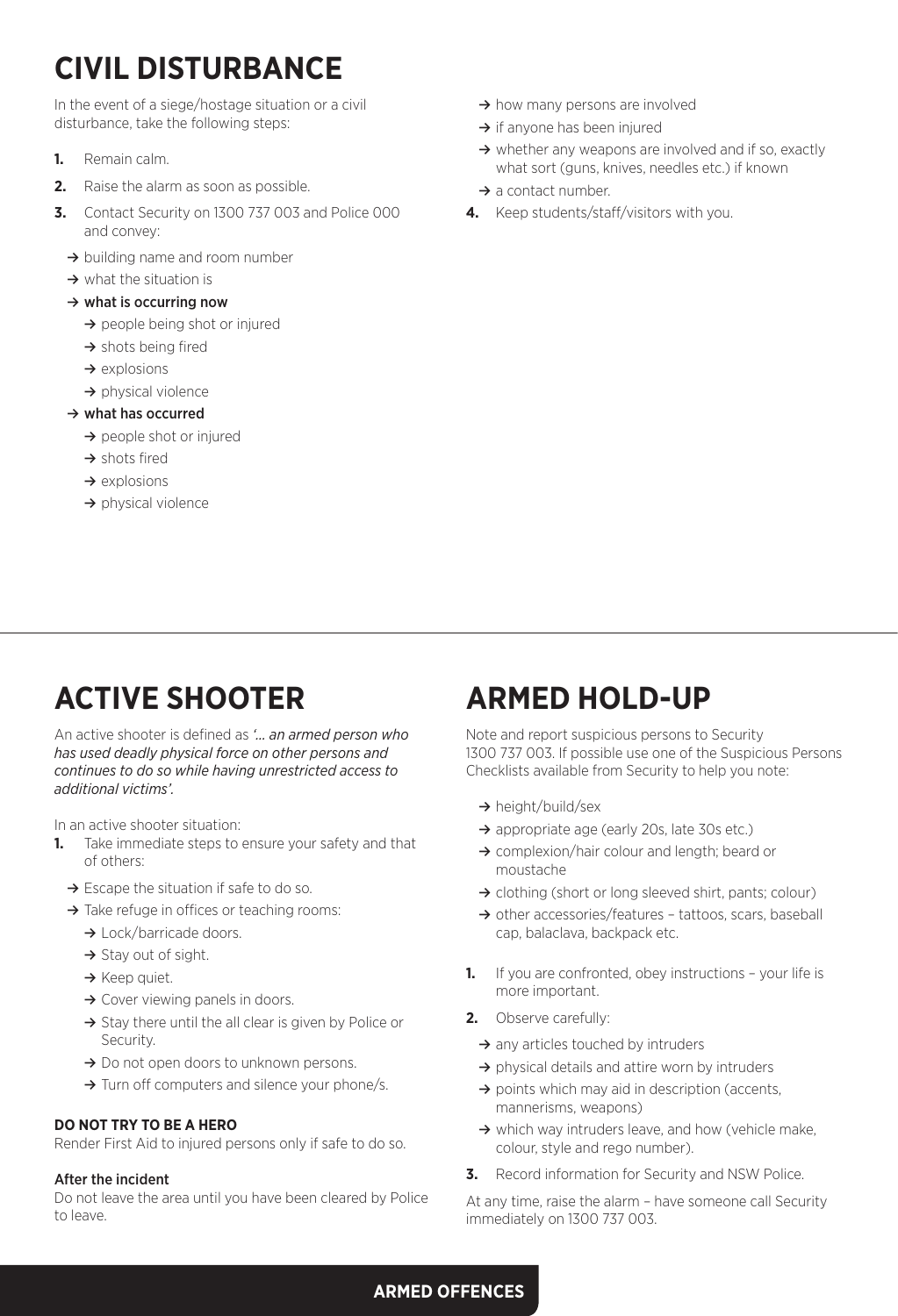# CIVIL DISTURBANCE

In the event of a siege/hostage situation or a civil disturbance, take the following steps:

1. Remain calm.
2. Raise the alarm as soon as possible.
3. Contact Security on 1300 737 003 and Police 000 and convey:
   - → building name and room number
   - → what the situation is
   - → what is occurring now
     - → people being shot or injured
     - → shots being fired
     - → explosions
     - → physical violence
   - → what has occurred
     - → people shot or injured
     - → shots fired
     - → explosions
     - → physical violence
   - → how many persons are involved
   - → if anyone has been injured
   - → whether any weapons are involved and if so, exactly what sort (guns, knives, needles etc.) if known
   - → a contact number.
4. Keep students/staff/visitors with you.

# ACTIVE SHOOTER

An active shooter is defined as *'… an armed person who has used deadly physical force on other persons and continues to do so while having unrestricted access to additional victims'.*

In an active shooter situation:

1. Take immediate steps to ensure your safety and that of others:
   - → Escape the situation if safe to do so.
   - → Take refuge in offices or teaching rooms:
     - → Lock/barricade doors.
     - → Stay out of sight.
     - → Keep quiet.
     - → Cover viewing panels in doors.
     - → Stay there until the all clear is given by Police or Security.
     - → Do not open doors to unknown persons.
     - → Turn off computers and silence your phone/s.

**DO NOT TRY TO BE A HERO**

Render First Aid to injured persons only if safe to do so.

**After the incident**

Do not leave the area until you have been cleared by Police to leave.

# ARMED HOLD-UP

Note and report suspicious persons to Security 1300 737 003. If possible use one of the Suspicious Persons Checklists available from Security to help you note:

- → height/build/sex
- → appropriate age (early 20s, late 30s etc.)
- → complexion/hair colour and length; beard or moustache
- → clothing (short or long sleeved shirt, pants; colour)
- → other accessories/features – tattoos, scars, baseball cap, balaclava, backpack etc.

1. If you are confronted, obey instructions – your life is more important.
2. Observe carefully:
   - → any articles touched by intruders
   - → physical details and attire worn by intruders
   - → points which may aid in description (accents, mannerisms, weapons)
   - → which way intruders leave, and how (vehicle make, colour, style and rego number).
3. Record information for Security and NSW Police.

At any time, raise the alarm – have someone call Security immediately on 1300 737 003.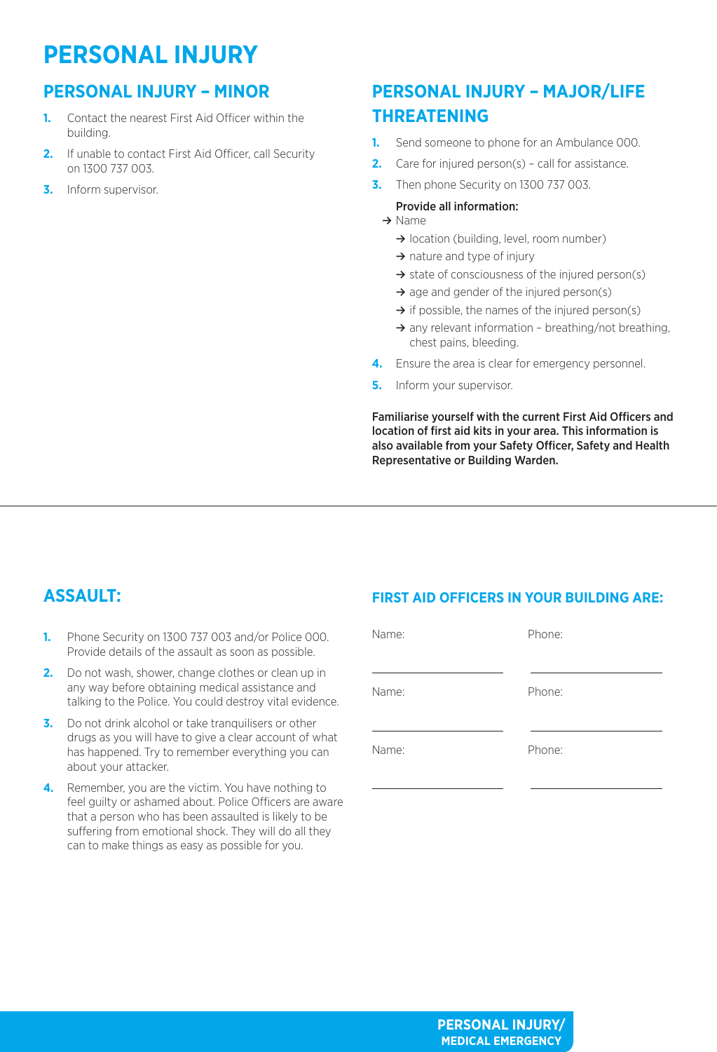# PERSONAL INJURY

## PERSONAL INJURY – MINOR

1. Contact the nearest First Aid Officer within the building.
2. If unable to contact First Aid Officer, call Security on 1300 737 003.
3. Inform supervisor.

## PERSONAL INJURY – MAJOR/LIFE THREATENING

1. Send someone to phone for an Ambulance 000.
2. Care for injured person(s) – call for assistance.
3. Then phone Security on 1300 737 003.

   **Provide all information:**
   - → Name
   - → location (building, level, room number)
   - → nature and type of injury
   - → state of consciousness of the injured person(s)
   - → age and gender of the injured person(s)
   - → if possible, the names of the injured person(s)
   - → any relevant information – breathing/not breathing, chest pains, bleeding.
4. Ensure the area is clear for emergency personnel.
5. Inform your supervisor.

**Familiarise yourself with the current First Aid Officers and location of first aid kits in your area. This information is also available from your Safety Officer, Safety and Health Representative or Building Warden.**

## ASSAULT:

1. Phone Security on 1300 737 003 and/or Police 000. Provide details of the assault as soon as possible.
2. Do not wash, shower, change clothes or clean up in any way before obtaining medical assistance and talking to the Police. You could destroy vital evidence.
3. Do not drink alcohol or take tranquilisers or other drugs as you will have to give a clear account of what has happened. Try to remember everything you can about your attacker.
4. Remember, you are the victim. You have nothing to feel guilty or ashamed about. Police Officers are aware that a person who has been assaulted is likely to be suffering from emotional shock. They will do all they can to make things as easy as possible for you.

## FIRST AID OFFICERS IN YOUR BUILDING ARE:

| Name: | Phone: |
| --- | --- |
| Name: | Phone: |
| Name: | Phone: |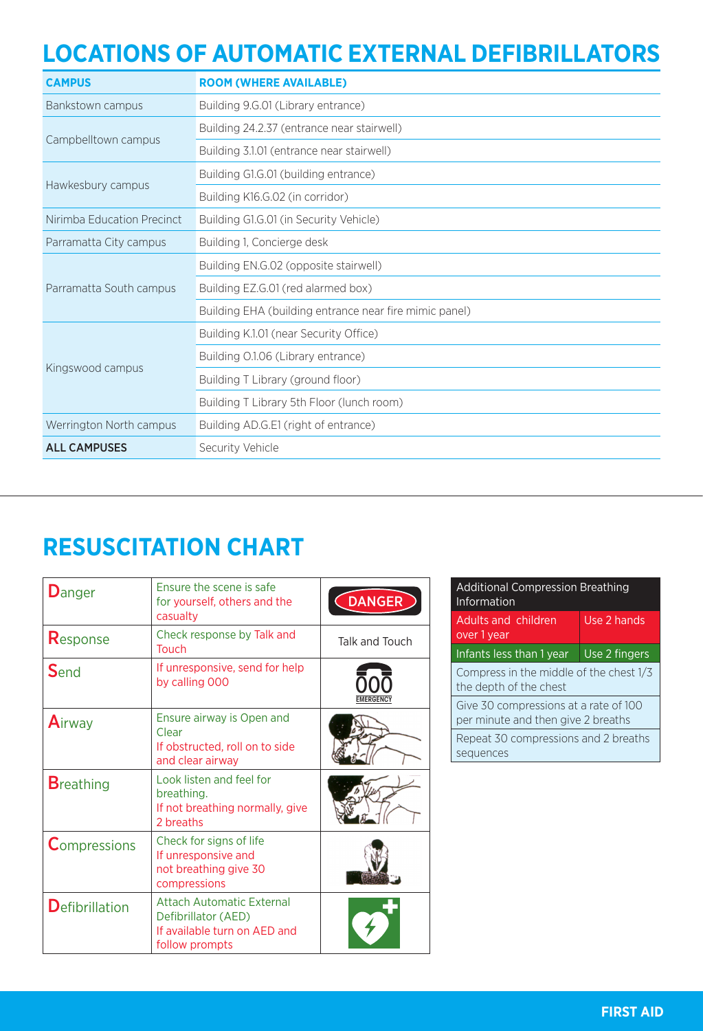# LOCATIONS OF AUTOMATIC EXTERNAL DEFIBRILLATORS

| CAMPUS | ROOM (WHERE AVAILABLE) |
|---|---|
| Bankstown campus | Building 9.G.01 (Library entrance) |
| Campbelltown campus | Building 24.2.37 (entrance near stairwell) |
| | Building 3.1.01 (entrance near stairwell) |
| Hawkesbury campus | Building G1.G.01 (building entrance) |
| | Building K16.G.02 (in corridor) |
| Nirimba Education Precinct | Building G1.G.01 (in Security Vehicle) |
| Parramatta City campus | Building 1, Concierge desk |
| Parramatta South campus | Building EN.G.02 (opposite stairwell) |
| | Building EZ.G.01 (red alarmed box) |
| | Building EHA (building entrance near fire mimic panel) |
| Kingswood campus | Building K.1.01 (near Security Office) |
| | Building O.1.06 (Library entrance) |
| | Building T Library (ground floor) |
| | Building T Library 5th Floor (lunch room) |
| Werrington North campus | Building AD.G.E1 (right of entrance) |
| **ALL CAMPUSES** | Security Vehicle |

# RESUSCITATION CHART

| | | |
|---|---|---|
| **D**anger | Ensure the scene is safe for yourself, others and the casualty | DANGER |
| **R**esponse | Check response by Talk and Touch | Talk and Touch |
| **S**end | If unresponsive, send for help by calling 000 | 000 EMERGENCY |
| **A**irway | Ensure airway is Open and Clear<br>If obstructed, roll on to side and clear airway | |
| **B**reathing | Look listen and feel for breathing.<br>If not breathing normally, give 2 breaths | |
| **C**ompressions | Check for signs of life<br>If unresponsive and not breathing give 30 compressions | |
| **D**efibrillation | Attach Automatic External Defibrillator (AED)<br>If available turn on AED and follow prompts | |

| Additional Compression Breathing Information | |
|---|---|
| Adults and children over 1 year | Use 2 hands |
| Infants less than 1 year | Use 2 fingers |
| Compress in the middle of the chest 1/3 the depth of the chest | |
| Give 30 compressions at a rate of 100 per minute and then give 2 breaths | |
| Repeat 30 compressions and 2 breaths sequences | |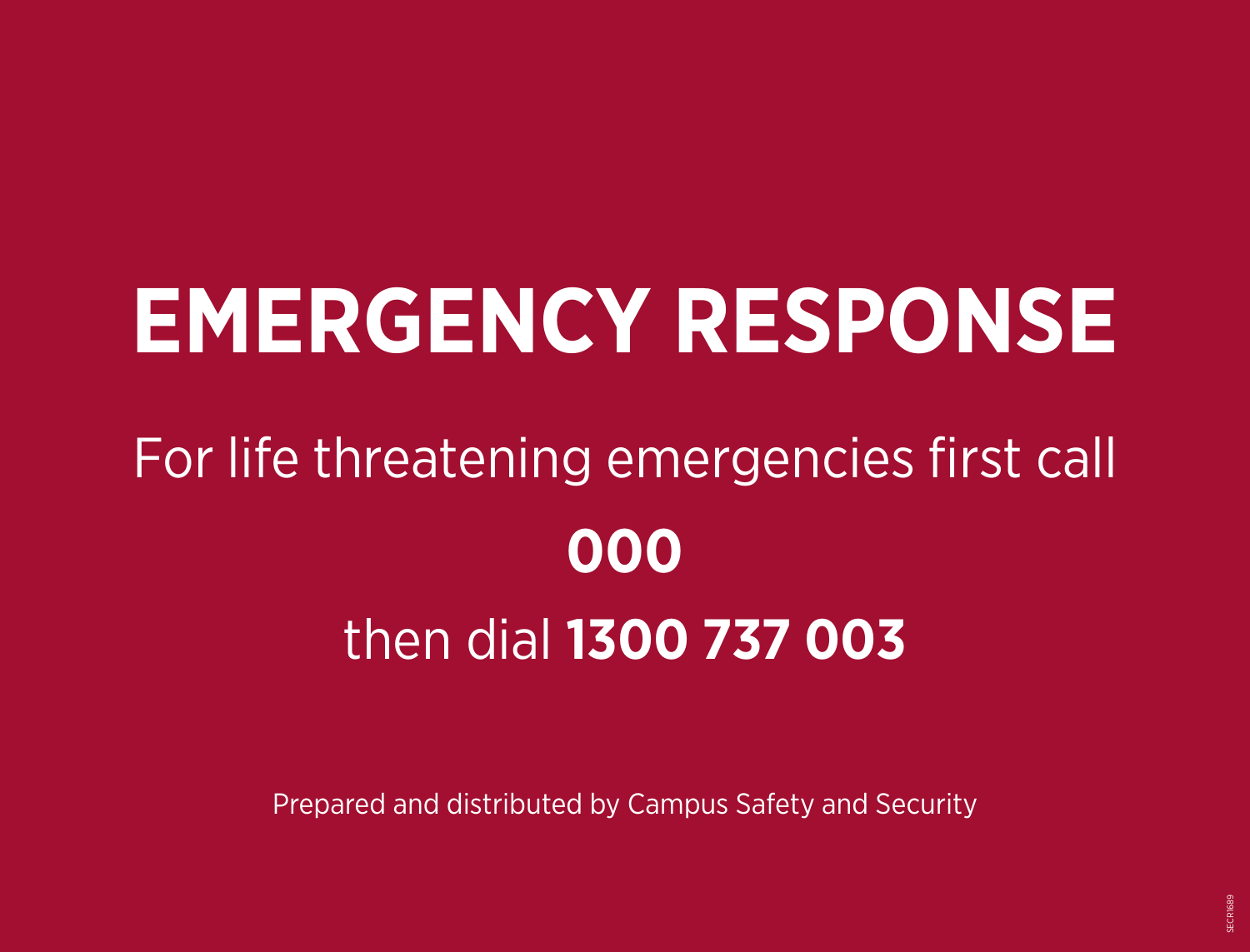# EMERGENCY RESPONSE

For life threatening emergencies first call

**000**

then dial **1300 737 003**

Prepared and distributed by Campus Safety and Security

SECR1689